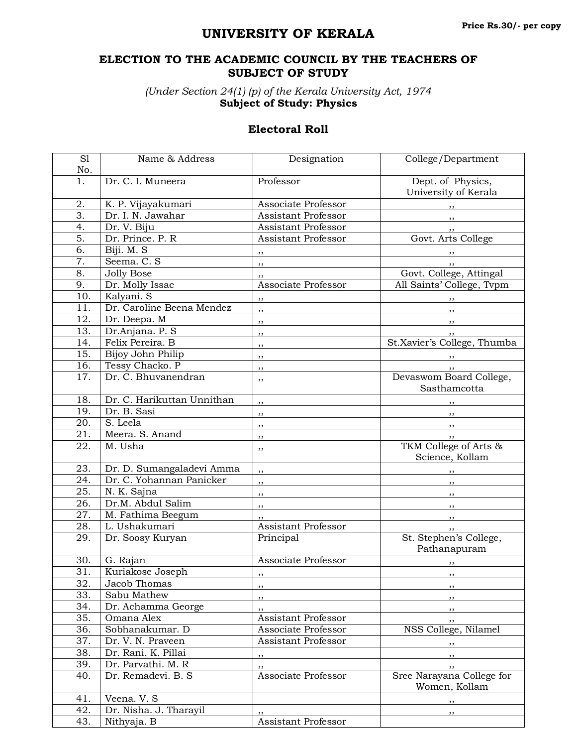Price Rs.30/- per copy

# UNIVERSITY OF KERALA

## ELECTION TO THE ACADEMIC COUNCIL BY THE TEACHERS OF SUBJECT OF STUDY

*(Under Section 24(1) (p) of the Kerala University Act, 1974*

**Subject of Study: Physics**

### Electoral Roll

| Sl No. | Name & Address | Designation | College/Department |
|---|---|---|---|
| 1. | Dr. C. I. Muneera | Professor | Dept. of Physics, University of Kerala |
| 2. | K. P. Vijayakumari | Associate Professor | ,, |
| 3. | Dr. I. N. Jawahar | Assistant Professor | ,, |
| 4. | Dr. V. Biju | Assistant Professor | ,, |
| 5. | Dr. Prince. P. R | Assistant Professor | Govt. Arts College |
| 6. | Biji. M. S | ,, | ,, |
| 7. | Seema. C. S | ,, | ,, |
| 8. | Jolly Bose | ,, | Govt. College, Attingal |
| 9. | Dr. Molly Issac | Associate Professor | All Saints' College, Tvpm |
| 10. | Kalyani. S | ,, | ,, |
| 11. | Dr. Caroline Beena Mendez | ,, | ,, |
| 12. | Dr. Deepa. M | ,, | ,, |
| 13. | Dr.Anjana. P. S | ,, | ,, |
| 14. | Felix Pereira. B | ,, | St.Xavier's College, Thumba |
| 15. | Bijoy John Philip | ,, | ,, |
| 16. | Tessy Chacko. P | ,, | ,, |
| 17. | Dr. C. Bhuvanendran | ,, | Devaswom Board College, Sasthamcotta |
| 18. | Dr. C. Harikuttan Unnithan | ,, | ,, |
| 19. | Dr. B. Sasi | ,, | ,, |
| 20. | S. Leela | ,, | ,, |
| 21. | Meera. S. Anand | ,, | ,, |
| 22. | M. Usha | ,, | TKM College of Arts & Science, Kollam |
| 23. | Dr. D. Sumangaladevi Amma | ,, | ,, |
| 24. | Dr. C. Yohannan Panicker | ,, | ,, |
| 25. | N. K. Sajna | ,, | ,, |
| 26. | Dr.M. Abdul Salim | ,, | ,, |
| 27. | M. Fathima Beegum | ,, | ,, |
| 28. | L. Ushakumari | Assistant Professor | ,, |
| 29. | Dr. Soosy Kuryan | Principal | St. Stephen's College, Pathanapuram |
| 30. | G. Rajan | Associate Professor | ,, |
| 31. | Kuriakose Joseph | ,, | ,, |
| 32. | Jacob Thomas | ,, | ,, |
| 33. | Sabu Mathew | ,, | ,, |
| 34. | Dr. Achamma George | ,, | ,, |
| 35. | Omana Alex | Assistant Professor | ,, |
| 36. | Sobhanakumar. D | Associate Professor | NSS College, Nilamel |
| 37. | Dr. V. N. Praveen | Assistant Professor | ,, |
| 38. | Dr. Rani. K. Pillai | ,, | ,, |
| 39. | Dr. Parvathi. M. R | ,, | ,, |
| 40. | Dr. Remadevi. B. S | Associate Professor | Sree Narayana College for Women, Kollam |
| 41. | Veena. V. S | | ,, |
| 42. | Dr. Nisha. J. Tharayil | ,, | ,, |
| 43. | Nithyaja. B | Assistant Professor | |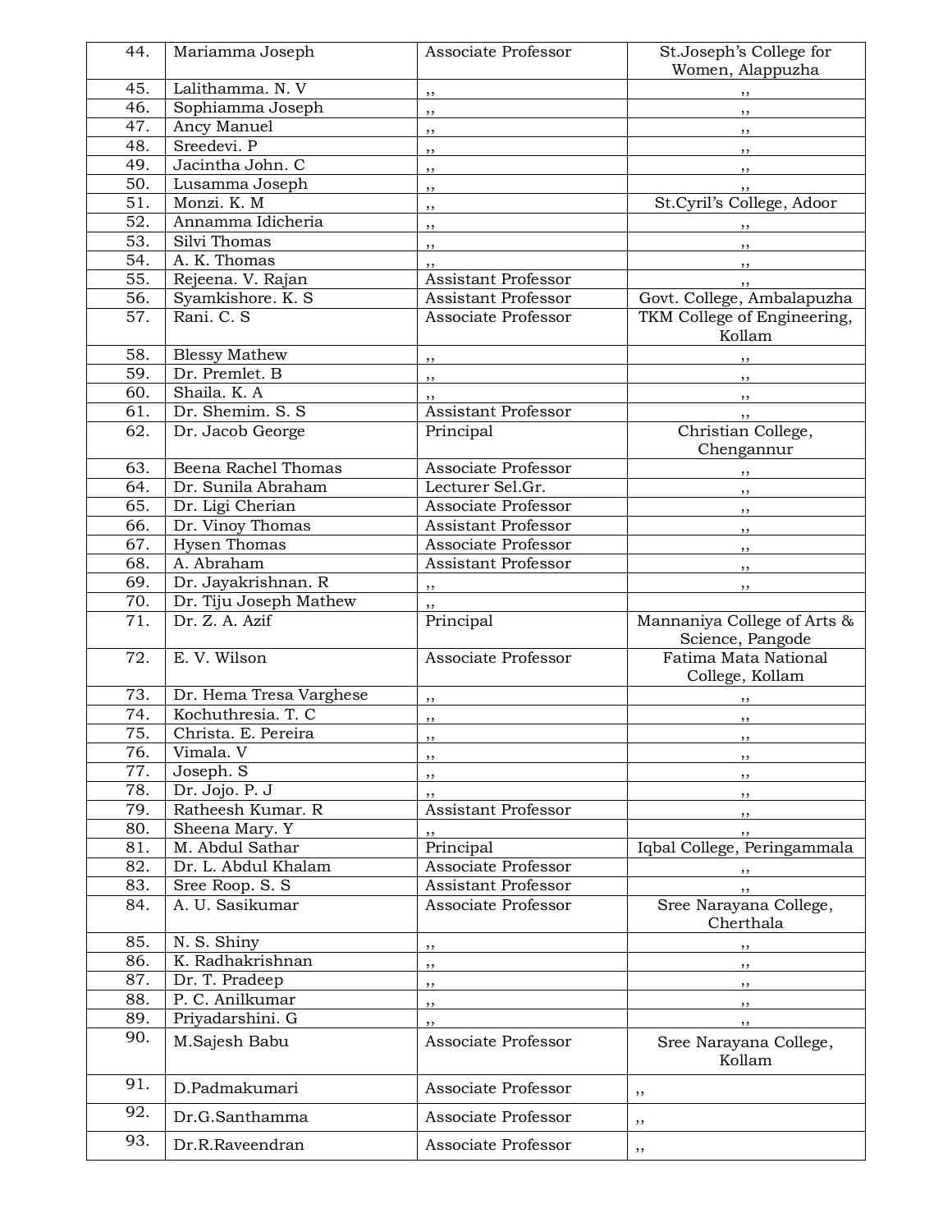| 44. | Mariamma Joseph | Associate Professor | St.Joseph's College for Women, Alappuzha |
|---|---|---|---|
| 45. | Lalithamma. N. V | ,, | ,, |
| 46. | Sophiamma Joseph | ,, | ,, |
| 47. | Ancy Manuel | ,, | ,, |
| 48. | Sreedevi. P | ,, | ,, |
| 49. | Jacintha John. C | ,, | ,, |
| 50. | Lusamma Joseph | ,, | ,, |
| 51. | Monzi. K. M | ,, | St.Cyril's College, Adoor |
| 52. | Annamma Idicheria | ,, | ,, |
| 53. | Silvi Thomas | ,, | ,, |
| 54. | A. K. Thomas | ,, | ,, |
| 55. | Rejeena. V. Rajan | Assistant Professor | ,, |
| 56. | Syamkishore. K. S | Assistant Professor | Govt. College, Ambalapuzha |
| 57. | Rani. C. S | Associate Professor | TKM College of Engineering, Kollam |
| 58. | Blessy Mathew | ,, | ,, |
| 59. | Dr. Premlet. B | ,, | ,, |
| 60. | Shaila. K. A | ,, | ,, |
| 61. | Dr. Shemim. S. S | Assistant Professor | ,, |
| 62. | Dr. Jacob George | Principal | Christian College, Chengannur |
| 63. | Beena Rachel Thomas | Associate Professor | ,, |
| 64. | Dr. Sunila Abraham | Lecturer Sel.Gr. | ,, |
| 65. | Dr. Ligi Cherian | Associate Professor | ,, |
| 66. | Dr. Vinoy Thomas | Assistant Professor | ,, |
| 67. | Hysen Thomas | Associate Professor | ,, |
| 68. | A. Abraham | Assistant Professor | ,, |
| 69. | Dr. Jayakrishnan. R | ,, | ,, |
| 70. | Dr. Tiju Joseph Mathew | ,, | |
| 71. | Dr. Z. A. Azif | Principal | Mannaniya College of Arts & Science, Pangode |
| 72. | E. V. Wilson | Associate Professor | Fatima Mata National College, Kollam |
| 73. | Dr. Hema Tresa Varghese | ,, | ,, |
| 74. | Kochuthresia. T. C | ,, | ,, |
| 75. | Christa. E. Pereira | ,, | ,, |
| 76. | Vimala. V | ,, | ,, |
| 77. | Joseph. S | ,, | ,, |
| 78. | Dr. Jojo. P. J | ,, | ,, |
| 79. | Ratheesh Kumar. R | Assistant Professor | ,, |
| 80. | Sheena Mary. Y | ,, | ,, |
| 81. | M. Abdul Sathar | Principal | Iqbal College, Peringammala |
| 82. | Dr. L. Abdul Khalam | Associate Professor | ,, |
| 83. | Sree Roop. S. S | Assistant Professor | ,, |
| 84. | A. U. Sasikumar | Associate Professor | Sree Narayana College, Cherthala |
| 85. | N. S. Shiny | ,, | ,, |
| 86. | K. Radhakrishnan | ,, | ,, |
| 87. | Dr. T. Pradeep | ,, | ,, |
| 88. | P. C. Anilkumar | ,, | ,, |
| 89. | Priyadarshini. G | ,, | ,, |
| 90. | M.Sajesh Babu | Associate Professor | Sree Narayana College, Kollam |
| 91. | D.Padmakumari | Associate Professor | ,, |
| 92. | Dr.G.Santhamma | Associate Professor | ,, |
| 93. | Dr.R.Raveendran | Associate Professor | ,, |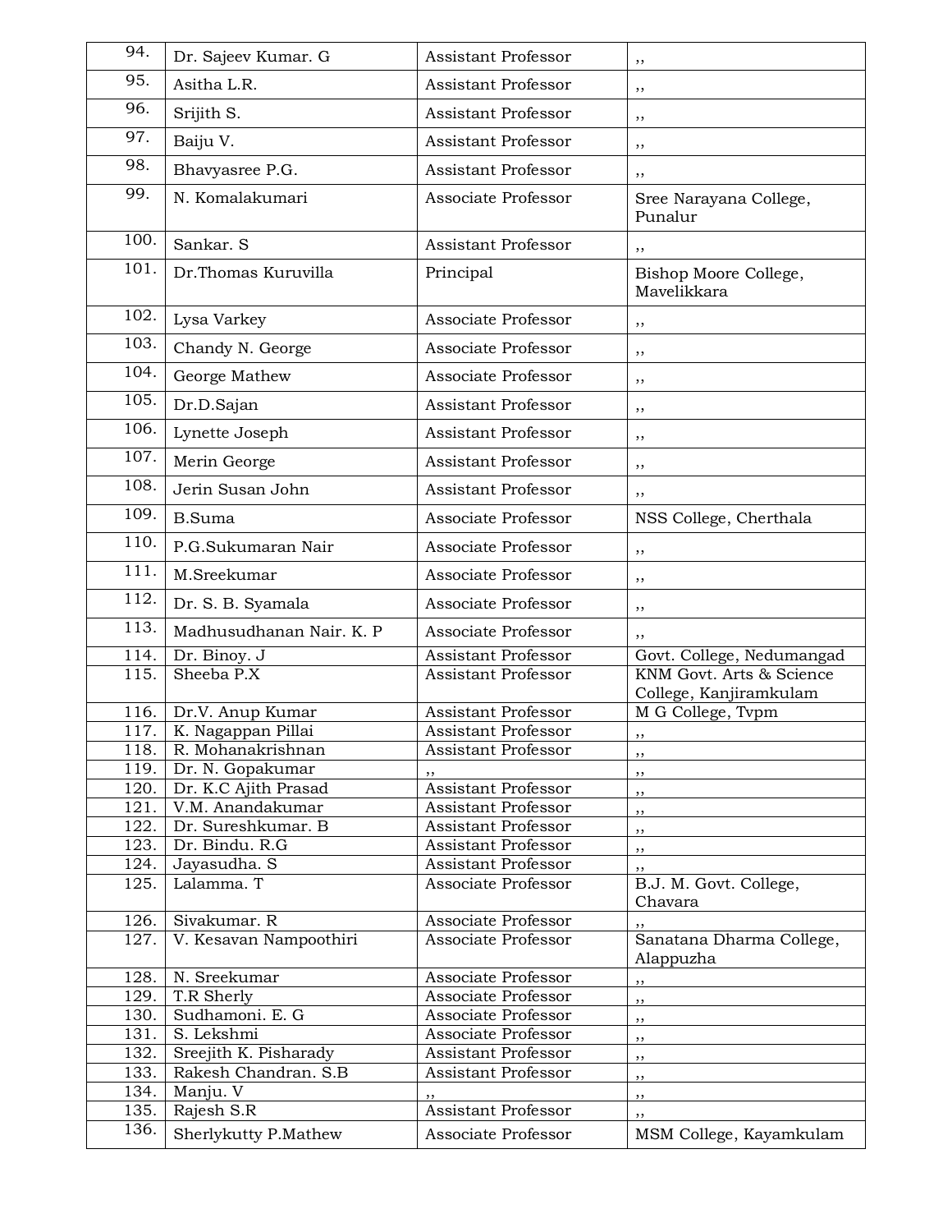| | | | |
|---|---|---|---|
| 94. | Dr. Sajeev Kumar. G | Assistant Professor | ,, |
| 95. | Asitha L.R. | Assistant Professor | ,, |
| 96. | Srijith S. | Assistant Professor | ,, |
| 97. | Baiju V. | Assistant Professor | ,, |
| 98. | Bhavyasree P.G. | Assistant Professor | ,, |
| 99. | N. Komalakumari | Associate Professor | Sree Narayana College, Punalur |
| 100. | Sankar. S | Assistant Professor | ,, |
| 101. | Dr.Thomas Kuruvilla | Principal | Bishop Moore College, Mavelikkara |
| 102. | Lysa Varkey | Associate Professor | ,, |
| 103. | Chandy N. George | Associate Professor | ,, |
| 104. | George Mathew | Associate Professor | ,, |
| 105. | Dr.D.Sajan | Assistant Professor | ,, |
| 106. | Lynette Joseph | Assistant Professor | ,, |
| 107. | Merin George | Assistant Professor | ,, |
| 108. | Jerin Susan John | Assistant Professor | ,, |
| 109. | B.Suma | Associate Professor | NSS College, Cherthala |
| 110. | P.G.Sukumaran Nair | Associate Professor | ,, |
| 111. | M.Sreekumar | Associate Professor | ,, |
| 112. | Dr. S. B. Syamala | Associate Professor | ,, |
| 113. | Madhusudhanan Nair. K. P | Associate Professor | ,, |
| 114. | Dr. Binoy. J | Assistant Professor | Govt. College, Nedumangad |
| 115. | Sheeba P.X | Assistant Professor | KNM Govt. Arts & Science College, Kanjiramkulam |
| 116. | Dr.V. Anup Kumar | Assistant Professor | M G College, Tvpm |
| 117. | K. Nagappan Pillai | Assistant Professor | ,, |
| 118. | R. Mohanakrishnan | Assistant Professor | ,, |
| 119. | Dr. N. Gopakumar | ,, | ,, |
| 120. | Dr. K.C Ajith Prasad | Assistant Professor | ,, |
| 121. | V.M. Anandakumar | Assistant Professor | ,, |
| 122. | Dr. Sureshkumar. B | Assistant Professor | ,, |
| 123. | Dr. Bindu. R.G | Assistant Professor | ,, |
| 124. | Jayasudha. S | Assistant Professor | ,, |
| 125. | Lalamma. T | Associate Professor | B.J. M. Govt. College, Chavara |
| 126. | Sivakumar. R | Associate Professor | ,, |
| 127. | V. Kesavan Nampoothiri | Associate Professor | Sanatana Dharma College, Alappuzha |
| 128. | N. Sreekumar | Associate Professor | ,, |
| 129. | T.R Sherly | Associate Professor | ,, |
| 130. | Sudhamoni. E. G | Associate Professor | ,, |
| 131. | S. Lekshmi | Associate Professor | ,, |
| 132. | Sreejith K. Pisharady | Assistant Professor | ,, |
| 133. | Rakesh Chandran. S.B | Assistant Professor | ,, |
| 134. | Manju. V | ,, | ,, |
| 135. | Rajesh S.R | Assistant Professor | ,, |
| 136. | Sherlykutty P.Mathew | Associate Professor | MSM College, Kayamkulam |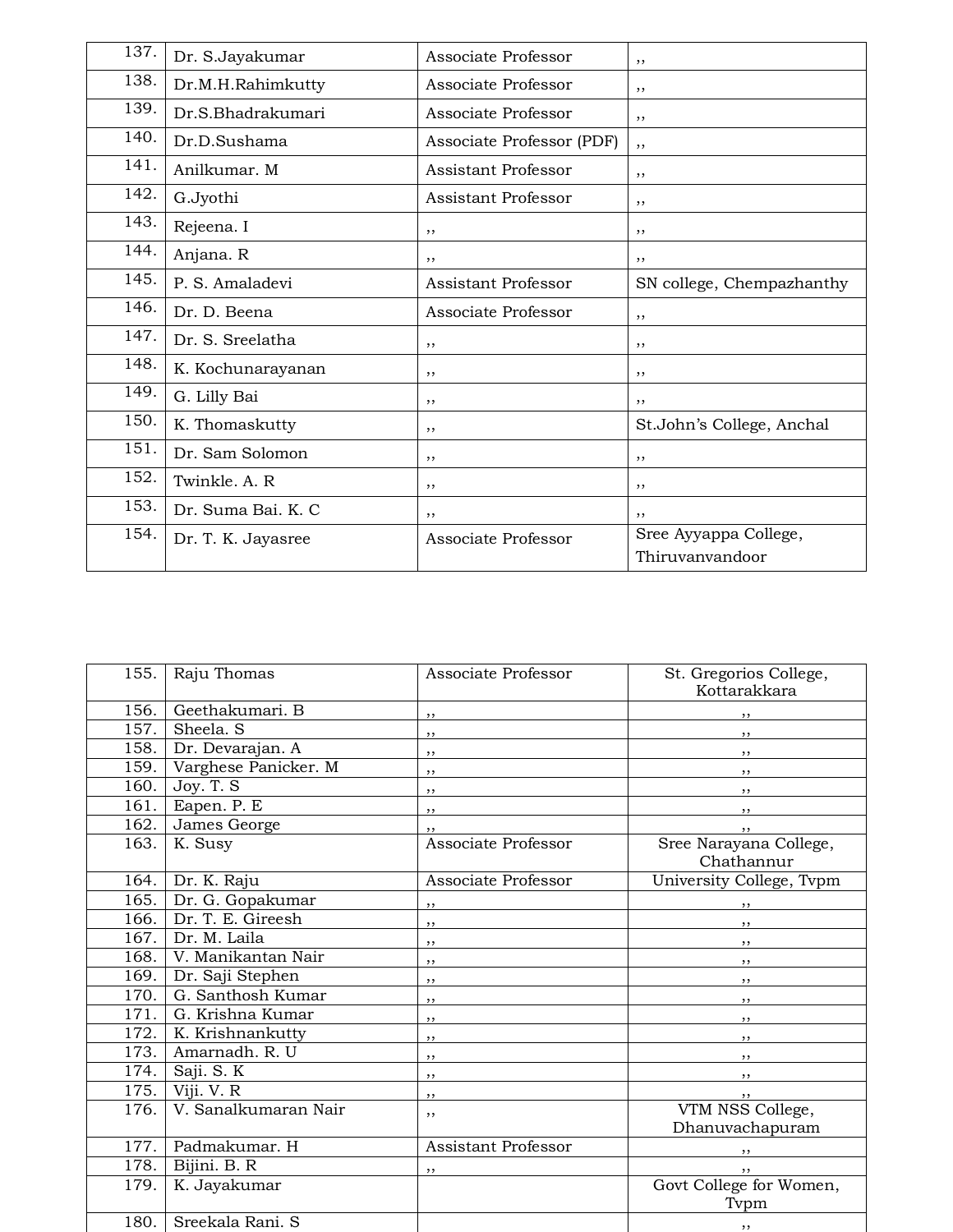| | | | |
|---|---|---|---|
| 137. | Dr. S.Jayakumar | Associate Professor | ,, |
| 138. | Dr.M.H.Rahimkutty | Associate Professor | ,, |
| 139. | Dr.S.Bhadrakumari | Associate Professor | ,, |
| 140. | Dr.D.Sushama | Associate Professor (PDF) | ,, |
| 141. | Anilkumar. M | Assistant Professor | ,, |
| 142. | G.Jyothi | Assistant Professor | ,, |
| 143. | Rejeena. I | ,, | ,, |
| 144. | Anjana. R | ,, | ,, |
| 145. | P. S. Amaladevi | Assistant Professor | SN college, Chempazhanthy |
| 146. | Dr. D. Beena | Associate Professor | ,, |
| 147. | Dr. S. Sreelatha | ,, | ,, |
| 148. | K. Kochunarayanan | ,, | ,, |
| 149. | G. Lilly Bai | ,, | ,, |
| 150. | K. Thomaskutty | ,, | St.John's College, Anchal |
| 151. | Dr. Sam Solomon | ,, | ,, |
| 152. | Twinkle. A. R | ,, | ,, |
| 153. | Dr. Suma Bai. K. C | ,, | ,, |
| 154. | Dr. T. K. Jayasree | Associate Professor | Sree Ayyappa College, Thiruvanvandoor |

| | | | |
|---|---|---|---|
| 155. | Raju Thomas | Associate Professor | St. Gregorios College, Kottarakkara |
| 156. | Geethakumari. B | ,, | ,, |
| 157. | Sheela. S | ,, | ,, |
| 158. | Dr. Devarajan. A | ,, | ,, |
| 159. | Varghese Panicker. M | ,, | ,, |
| 160. | Joy. T. S | ,, | ,, |
| 161. | Eapen. P. E | ,, | ,, |
| 162. | James George | ,, | ,, |
| 163. | K. Susy | Associate Professor | Sree Narayana College, Chathannur |
| 164. | Dr. K. Raju | Associate Professor | University College, Tvpm |
| 165. | Dr. G. Gopakumar | ,, | ,, |
| 166. | Dr. T. E. Gireesh | ,, | ,, |
| 167. | Dr. M. Laila | ,, | ,, |
| 168. | V. Manikantan Nair | ,, | ,, |
| 169. | Dr. Saji Stephen | ,, | ,, |
| 170. | G. Santhosh Kumar | ,, | ,, |
| 171. | G. Krishna Kumar | ,, | ,, |
| 172. | K. Krishnankutty | ,, | ,, |
| 173. | Amarnadh. R. U | ,, | ,, |
| 174. | Saji. S. K | ,, | ,, |
| 175. | Viji. V. R | ,, | ,, |
| 176. | V. Sanalkumaran Nair | ,, | VTM NSS College, Dhanuvachapuram |
| 177. | Padmakumar. H | Assistant Professor | ,, |
| 178. | Bijini. B. R | ,, | ,, |
| 179. | K. Jayakumar | | Govt College for Women, Tvpm |
| 180. | Sreekala Rani. S | | ,, |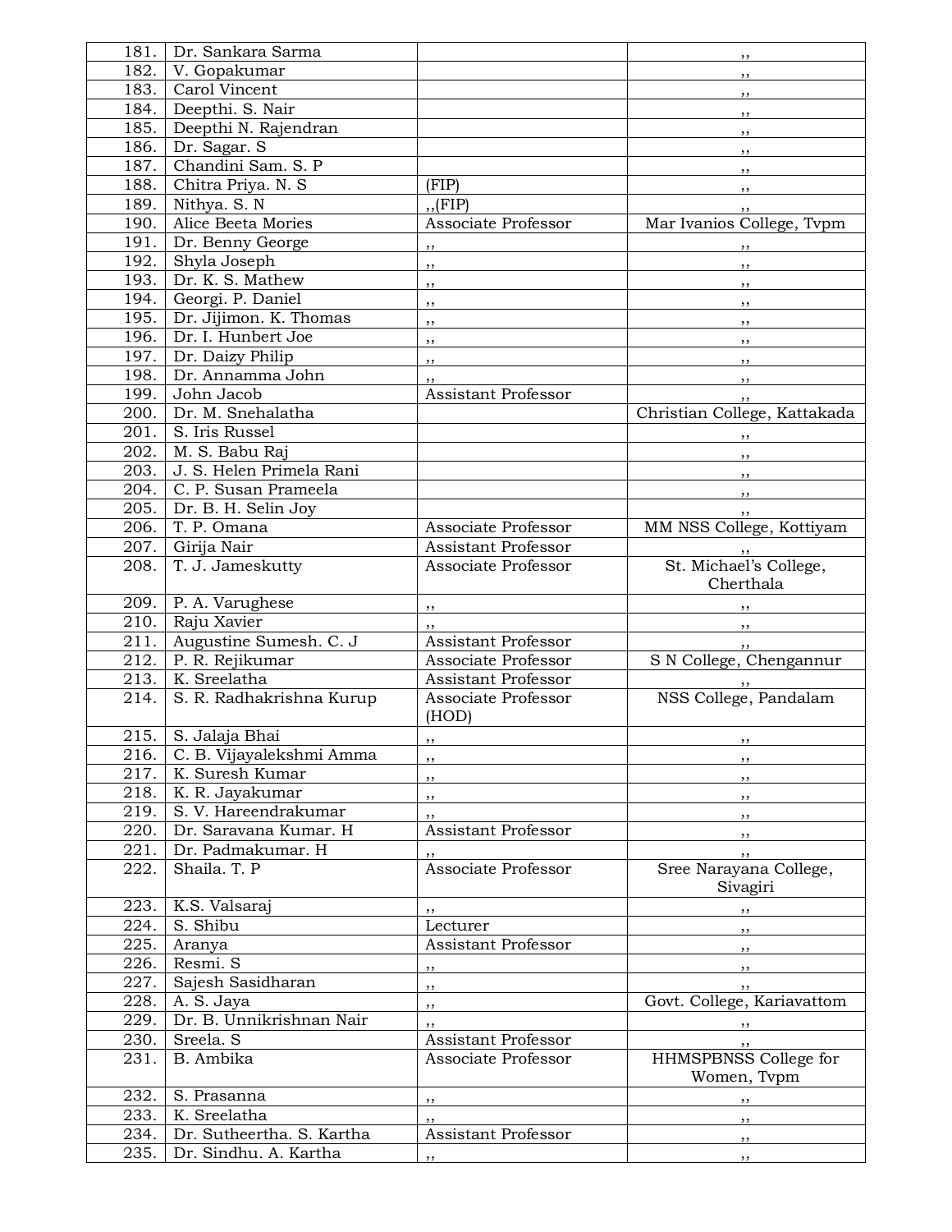| | | | |
|---|---|---|---|
| 181. | Dr. Sankara Sarma | | ,, |
| 182. | V. Gopakumar | | ,, |
| 183. | Carol Vincent | | ,, |
| 184. | Deepthi. S. Nair | | ,, |
| 185. | Deepthi N. Rajendran | | ,, |
| 186. | Dr. Sagar. S | | ,, |
| 187. | Chandini Sam. S. P | | ,, |
| 188. | Chitra Priya. N. S | (FIP) | ,, |
| 189. | Nithya. S. N | ,,(FIP) | ,, |
| 190. | Alice Beeta Mories | Associate Professor | Mar Ivanios College, Tvpm |
| 191. | Dr. Benny George | ,, | ,, |
| 192. | Shyla Joseph | ,, | ,, |
| 193. | Dr. K. S. Mathew | ,, | ,, |
| 194. | Georgi. P. Daniel | ,, | ,, |
| 195. | Dr. Jijimon. K. Thomas | ,, | ,, |
| 196. | Dr. I. Hunbert Joe | ,, | ,, |
| 197. | Dr. Daizy Philip | ,, | ,, |
| 198. | Dr. Annamma John | ,, | ,, |
| 199. | John Jacob | Assistant Professor | ,, |
| 200. | Dr. M. Snehalatha | | Christian College, Kattakada |
| 201. | S. Iris Russel | | ,, |
| 202. | M. S. Babu Raj | | ,, |
| 203. | J. S. Helen Primela Rani | | ,, |
| 204. | C. P. Susan Prameela | | ,, |
| 205. | Dr. B. H. Selin Joy | | ,, |
| 206. | T. P. Omana | Associate Professor | MM NSS College, Kottiyam |
| 207. | Girija Nair | Assistant Professor | ,, |
| 208. | T. J. Jameskutty | Associate Professor | St. Michael's College, Cherthala |
| 209. | P. A. Varughese | ,, | ,, |
| 210. | Raju Xavier | ,, | ,, |
| 211. | Augustine Sumesh. C. J | Assistant Professor | ,, |
| 212. | P. R. Rejikumar | Associate Professor | S N College, Chengannur |
| 213. | K. Sreelatha | Assistant Professor | ,, |
| 214. | S. R. Radhakrishna Kurup | Associate Professor (HOD) | NSS College, Pandalam |
| 215. | S. Jalaja Bhai | ,, | ,, |
| 216. | C. B. Vijayalekshmi Amma | ,, | ,, |
| 217. | K. Suresh Kumar | ,, | ,, |
| 218. | K. R. Jayakumar | ,, | ,, |
| 219. | S. V. Hareendrakumar | ,, | ,, |
| 220. | Dr. Saravana Kumar. H | Assistant Professor | ,, |
| 221. | Dr. Padmakumar. H | ,, | ,, |
| 222. | Shaila. T. P | Associate Professor | Sree Narayana College, Sivagiri |
| 223. | K.S. Valsaraj | ,, | ,, |
| 224. | S. Shibu | Lecturer | ,, |
| 225. | Aranya | Assistant Professor | ,, |
| 226. | Resmi. S | ,, | ,, |
| 227. | Sajesh Sasidharan | ,, | ,, |
| 228. | A. S. Jaya | ,, | Govt. College, Kariavattom |
| 229. | Dr. B. Unnikrishnan Nair | ,, | ,, |
| 230. | Sreela. S | Assistant Professor | ,, |
| 231. | B. Ambika | Associate Professor | HHMSPBNSS College for Women, Tvpm |
| 232. | S. Prasanna | ,, | ,, |
| 233. | K. Sreelatha | ,, | ,, |
| 234. | Dr. Sutheertha. S. Kartha | Assistant Professor | ,, |
| 235. | Dr. Sindhu. A. Kartha | ,, | ,, |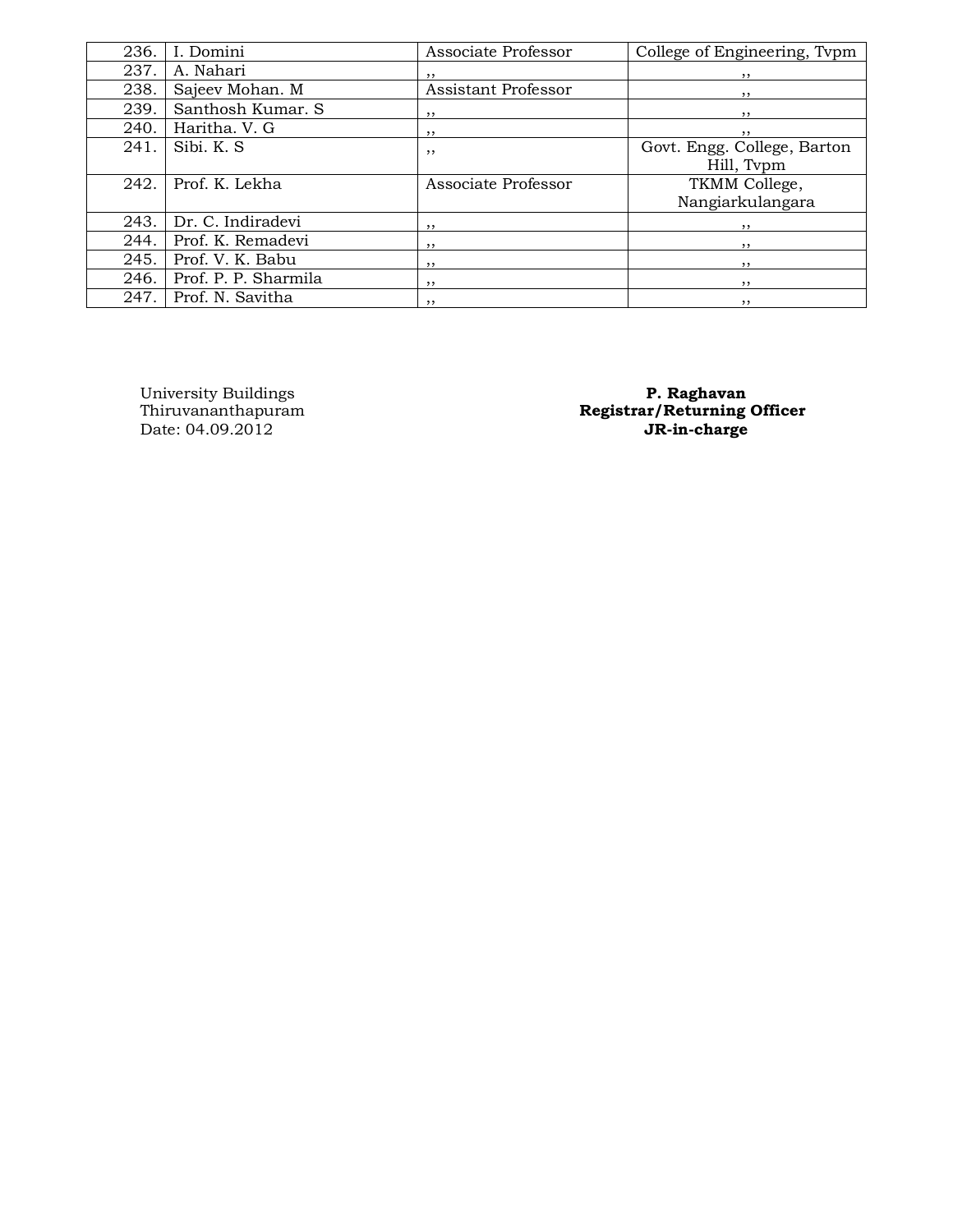| | | | |
|---|---|---|---|
| 236. | I. Domini | Associate Professor | College of Engineering, Tvpm |
| 237. | A. Nahari | ,, | ,, |
| 238. | Sajeev Mohan. M | Assistant Professor | ,, |
| 239. | Santhosh Kumar. S | ,, | ,, |
| 240. | Haritha. V. G | ,, | ,, |
| 241. | Sibi. K. S | ,, | Govt. Engg. College, Barton Hill, Tvpm |
| 242. | Prof. K. Lekha | Associate Professor | TKMM College, Nangiarkulangara |
| 243. | Dr. C. Indiradevi | ,, | ,, |
| 244. | Prof. K. Remadevi | ,, | ,, |
| 245. | Prof. V. K. Babu | ,, | ,, |
| 246. | Prof. P. P. Sharmila | ,, | ,, |
| 247. | Prof. N. Savitha | ,, | ,, |

University Buildings
Thiruvananthapuram
Date: 04.09.2012

**P. Raghavan**
**Registrar/Returning Officer**
**JR-in-charge**